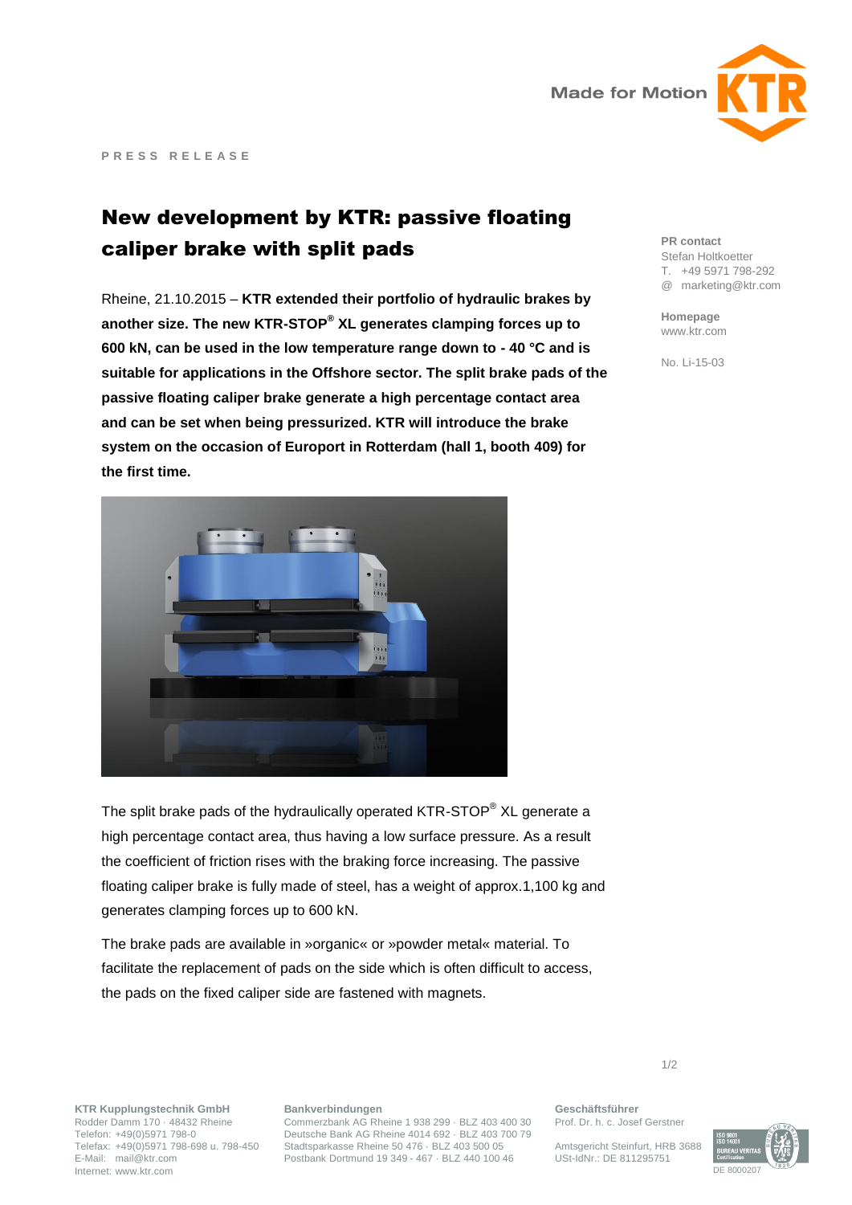PRESS RELEASE

# New development by KTR: passive floating caliper brake with split pads

**PR contact**
Stefan Holtkoetter
T. +49 5971 798-292
@ marketing@ktr.com

**Homepage**
www.ktr.com

No. Li-15-03

Rheine, 21.10.2015 – **KTR extended their portfolio of hydraulic brakes by another size. The new KTR-STOP® XL generates clamping forces up to 600 kN, can be used in the low temperature range down to - 40 °C and is suitable for applications in the Offshore sector. The split brake pads of the passive floating caliper brake generate a high percentage contact area and can be set when being pressurized. KTR will introduce the brake system on the occasion of Europort in Rotterdam (hall 1, booth 409) for the first time.**

The split brake pads of the hydraulically operated KTR-STOP® XL generate a high percentage contact area, thus having a low surface pressure. As a result the coefficient of friction rises with the braking force increasing. The passive floating caliper brake is fully made of steel, has a weight of approx.1,100 kg and generates clamping forces up to 600 kN.

The brake pads are available in »organic« or »powder metal« material. To facilitate the replacement of pads on the side which is often difficult to access, the pads on the fixed caliper side are fastened with magnets.

**KTR Kupplungstechnik GmbH**
Rodder Damm 170 · 48432 Rheine
Telefon: +49(0)5971 798-0
Telefax: +49(0)5971 798-698 u. 798-450
E-Mail: mail@ktr.com
Internet: www.ktr.com

**Bankverbindungen**
Commerzbank AG Rheine 1 938 299 · BLZ 403 400 30
Deutsche Bank AG Rheine 4014 692 · BLZ 403 700 79
Stadtsparkasse Rheine 50 476 · BLZ 403 500 05
Postbank Dortmund 19 349 - 467 · BLZ 440 100 46

**Geschäftsführer**
Prof. Dr. h. c. Josef Gerstner

Amtsgericht Steinfurt, HRB 3688
USt-IdNr.: DE 811295751

DE 8000207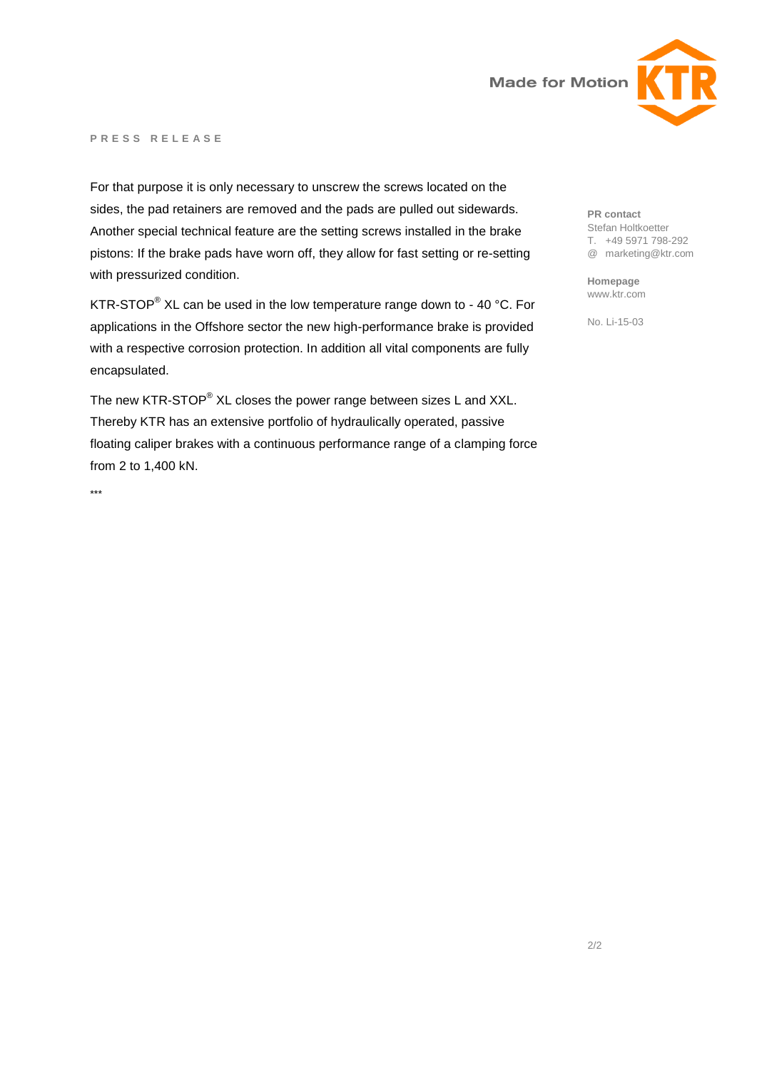PRESS RELEASE

For that purpose it is only necessary to unscrew the screws located on the sides, the pad retainers are removed and the pads are pulled out sidewards. Another special technical feature are the setting screws installed in the brake pistons: If the brake pads have worn off, they allow for fast setting or re-setting with pressurized condition.

KTR-STOP® XL can be used in the low temperature range down to - 40 °C. For applications in the Offshore sector the new high-performance brake is provided with a respective corrosion protection. In addition all vital components are fully encapsulated.

The new KTR-STOP® XL closes the power range between sizes L and XXL. Thereby KTR has an extensive portfolio of hydraulically operated, passive floating caliper brakes with a continuous performance range of a clamping force from 2 to 1,400 kN.

***

**PR contact**
Stefan Holtkoetter
T. +49 5971 798-292
@ marketing@ktr.com

**Homepage**
www.ktr.com

No. Li-15-03